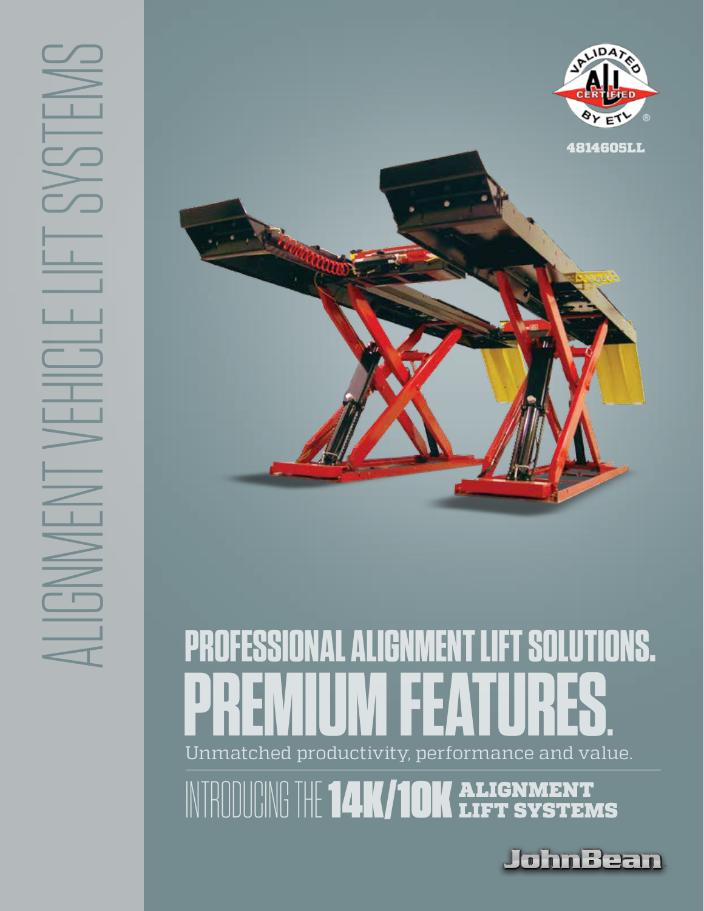ALIGNMENT VEHICLE LIFT SYSTEMS

VALIDATED ALI CERTIFIED BY ETL

4814605LL

# PROFESSIONAL ALIGNMENT LIFT SOLUTIONS.

# PREMIUM FEATURES.

Unmatched productivity, performance and value.

## INTRODUCING THE 14K/10K ALIGNMENT LIFT SYSTEMS

JohnBean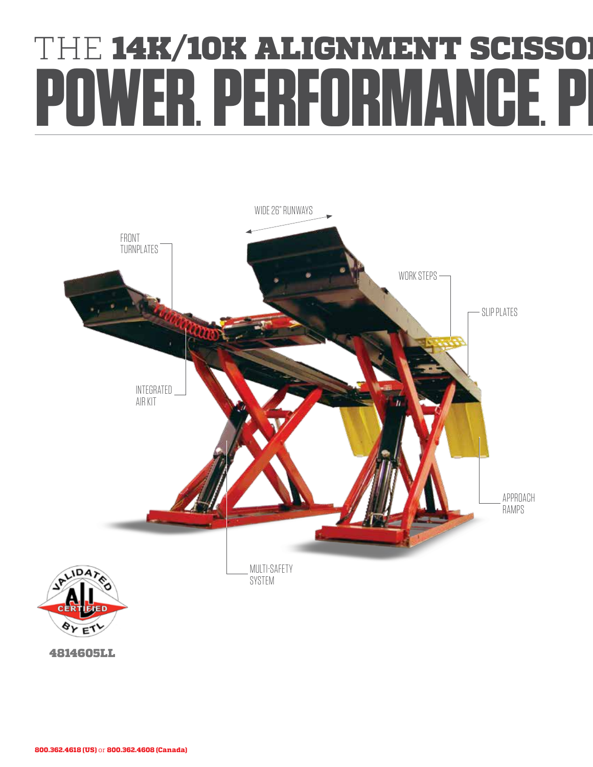# THE **14K/10K ALIGNMENT SCISSO**

# POWER. PERFORMANCE. P

WIDE 26" RUNWAYS

FRONT TURNPLATES

WORK STEPS

SLIP PLATES

INTEGRATED AIR KIT

APPROACH RAMPS

MULTI-SAFETY SYSTEM

VALIDATED ALI CERTIFIED BY ETL

**4814605LL**

**800.362.4618 (US)** or **800.362.4608 (Canada)**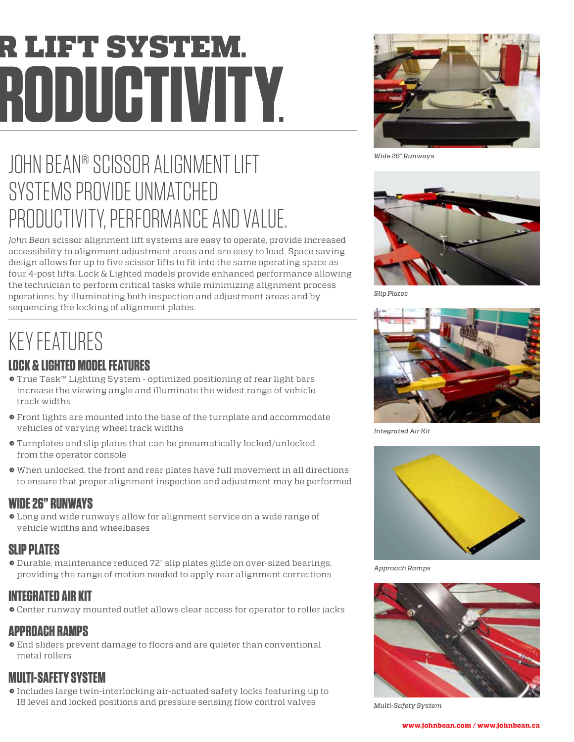# R LIFT SYSTEM.
# RODUCTIVITY.

## JOHN BEAN® SCISSOR ALIGNMENT LIFT SYSTEMS PROVIDE UNMATCHED PRODUCTIVITY, PERFORMANCE AND VALUE.

*John Bean* scissor alignment lift systems are easy to operate, provide increased accessibility to alignment adjustment areas and are easy to load. Space saving design allows for up to five scissor lifts to fit into the same operating space as four 4-post lifts. Lock & Lighted models provide enhanced performance allowing the technician to perform critical tasks while minimizing alignment process operations, by illuminating both inspection and adjustment areas and by sequencing the locking of alignment plates.

## KEY FEATURES

### LOCK & LIGHTED MODEL FEATURES

- True Task™ Lighting System - optimized positioning of rear light bars increase the viewing angle and illuminate the widest range of vehicle track widths
- Front lights are mounted into the base of the turnplate and accommodate vehicles of varying wheel track widths
- Turnplates and slip plates that can be pneumatically locked/unlocked from the operator console
- When unlocked, the front and rear plates have full movement in all directions to ensure that proper alignment inspection and adjustment may be performed

### WIDE 26" RUNWAYS

- Long and wide runways allow for alignment service on a wide range of vehicle widths and wheelbases

### SLIP PLATES

- Durable, maintenance reduced 72" slip plates glide on over-sized bearings, providing the range of motion needed to apply rear alignment corrections

### INTEGRATED AIR KIT

- Center runway mounted outlet allows clear access for operator to roller jacks

### APPROACH RAMPS

- End sliders prevent damage to floors and are quieter than conventional metal rollers

### MULTI-SAFETY SYSTEM

- Includes large twin-interlocking air-actuated safety locks featuring up to 18 level and locked positions and pressure sensing flow control valves

*Wide 26" Runways*

*Slip Plates*

*Integrated Air Kit*

*Approach Ramps*

*Multi-Safety System*

www.johnbean.com / www.johnbean.ca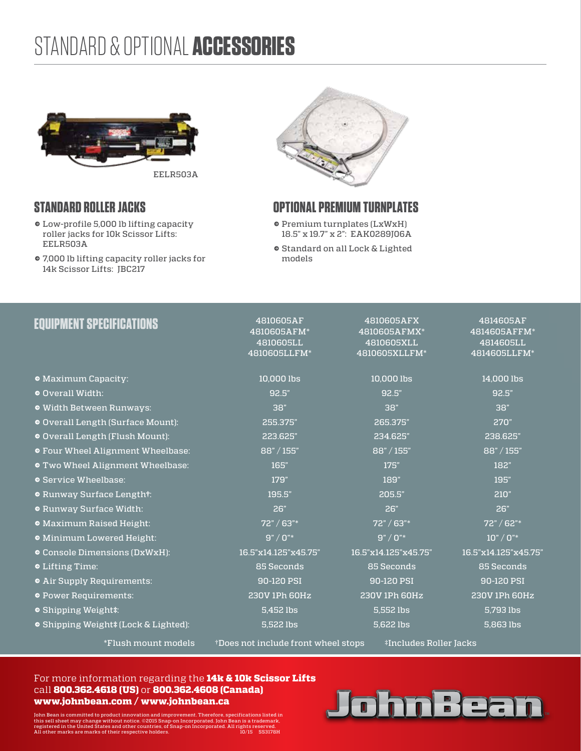# STANDARD & OPTIONAL **ACCESSORIES**

EELR503A

## STANDARD ROLLER JACKS

- Low-profile 5,000 lb lifting capacity roller jacks for 10k Scissor Lifts: EELR503A
- 7,000 lb lifting capacity roller jacks for 14k Scissor Lifts: JBC217

## OPTIONAL PREMIUM TURNPLATES

- Premium turnplates (LxWxH) 18.5" x 19.7" x 2": EAK0289J06A
- Standard on all Lock & Lighted models

## EQUIPMENT SPECIFICATIONS

| | 4810605AF<br>4810605AFM*<br>4810605LL<br>4810605LLFM* | 4810605AFX<br>4810605AFMX*<br>4810605XLL<br>4810605XLLFM* | 4814605AF<br>4814605AFFM*<br>4814605LL<br>4814605LLFM* |
|---|---|---|---|
| Maximum Capacity: | 10,000 lbs | 10,000 lbs | 14,000 lbs |
| Overall Width: | 92.5" | 92.5" | 92.5" |
| Width Between Runways: | 38" | 38" | 38" |
| Overall Length (Surface Mount): | 255.375" | 265.375" | 270" |
| Overall Length (Flush Mount): | 223.625" | 234.625" | 238.625" |
| Four Wheel Alignment Wheelbase: | 88" / 155" | 88" / 155" | 88" / 155" |
| Two Wheel Alignment Wheelbase: | 165" | 175" | 182" |
| Service Wheelbase: | 179" | 189" | 195" |
| Runway Surface Length†: | 195.5" | 205.5" | 210" |
| Runway Surface Width: | 26" | 26" | 26" |
| Maximum Raised Height: | 72" / 63"* | 72" / 63"* | 72" / 62"* |
| Minimum Lowered Height: | 9" / 0"* | 9" / 0"* | 10" / 0"* |
| Console Dimensions (DxWxH): | 16.5"x14.125"x45.75" | 16.5"x14.125"x45.75" | 16.5"x14.125"x45.75" |
| Lifting Time: | 85 Seconds | 85 Seconds | 85 Seconds |
| Air Supply Requirements: | 90-120 PSI | 90-120 PSI | 90-120 PSI |
| Power Requirements: | 230V 1Ph 60Hz | 230V 1Ph 60Hz | 230V 1Ph 60Hz |
| Shipping Weight‡: | 5,452 lbs | 5,552 lbs | 5,793 lbs |
| Shipping Weight‡ (Lock & Lighted): | 5,522 lbs | 5,622 lbs | 5,863 lbs |

*Flush mount models †Does not include front wheel stops ‡Includes Roller Jacks

For more information regarding the **14k & 10k Scissor Lifts** call **800.362.4618 (US)** or **800.362.4608 (Canada)**
**www.johnbean.com / www.johnbean.ca**

John Bean is committed to product innovation and improvement. Therefore, specifications listed in this sell sheet may change without notice. ©2015 Snap-on Incorporated. John Bean is a trademark, registered in the United States and other countries, of Snap-on Incorporated. All rights reserved. All other marks are marks of their respective holders. 10/15 SS3178H

JohnBean